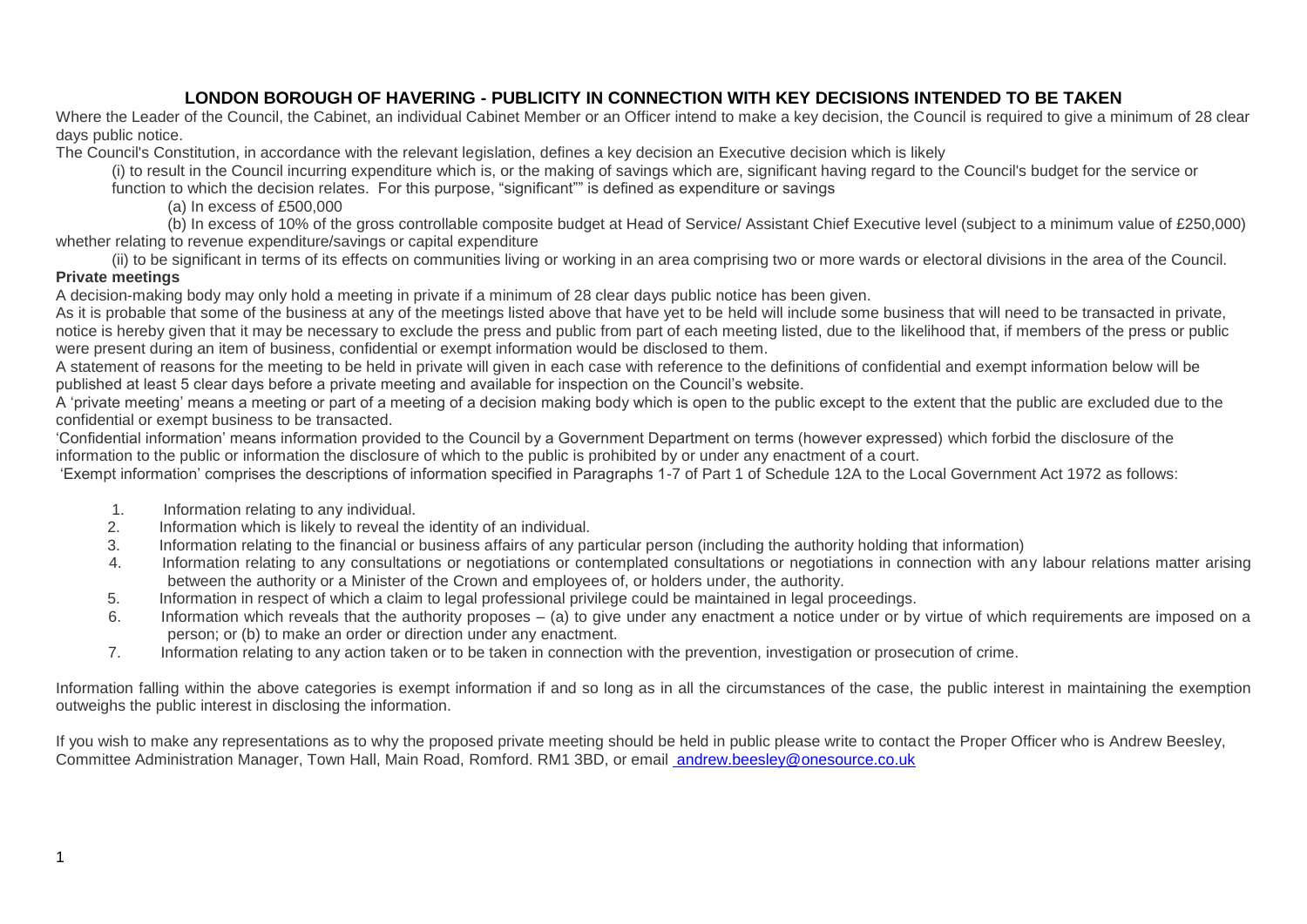# LONDON BOROUGH OF HAVERING - PUBLICITY IN CONNECTION WITH KEY DECISIONS INTENDED TO BE TAKEN

Where the Leader of the Council, the Cabinet, an individual Cabinet Member or an Officer intend to make a key decision, the Council is required to give a minimum of 28 clear days public notice.

The Council's Constitution, in accordance with the relevant legislation, defines a key decision an Executive decision which is likely

(i) to result in the Council incurring expenditure which is, or the making of savings which are, significant having regard to the Council's budget for the service or function to which the decision relates. For this purpose, "significant"" is defined as expenditure or savings

(a) In excess of £500,000

(b) In excess of 10% of the gross controllable composite budget at Head of Service/ Assistant Chief Executive level (subject to a minimum value of £250,000) whether relating to revenue expenditure/savings or capital expenditure

(ii) to be significant in terms of its effects on communities living or working in an area comprising two or more wards or electoral divisions in the area of the Council.

**Private meetings**

A decision-making body may only hold a meeting in private if a minimum of 28 clear days public notice has been given.

As it is probable that some of the business at any of the meetings listed above that have yet to be held will include some business that will need to be transacted in private, notice is hereby given that it may be necessary to exclude the press and public from part of each meeting listed, due to the likelihood that, if members of the press or public were present during an item of business, confidential or exempt information would be disclosed to them.

A statement of reasons for the meeting to be held in private will given in each case with reference to the definitions of confidential and exempt information below will be published at least 5 clear days before a private meeting and available for inspection on the Council's website.

A 'private meeting' means a meeting or part of a meeting of a decision making body which is open to the public except to the extent that the public are excluded due to the confidential or exempt business to be transacted.

'Confidential information' means information provided to the Council by a Government Department on terms (however expressed) which forbid the disclosure of the information to the public or information the disclosure of which to the public is prohibited by or under any enactment of a court.

'Exempt information' comprises the descriptions of information specified in Paragraphs 1-7 of Part 1 of Schedule 12A to the Local Government Act 1972 as follows:

1. Information relating to any individual.
2. Information which is likely to reveal the identity of an individual.
3. Information relating to the financial or business affairs of any particular person (including the authority holding that information)
4. Information relating to any consultations or negotiations or contemplated consultations or negotiations in connection with any labour relations matter arising between the authority or a Minister of the Crown and employees of, or holders under, the authority.
5. Information in respect of which a claim to legal professional privilege could be maintained in legal proceedings.
6. Information which reveals that the authority proposes – (a) to give under any enactment a notice under or by virtue of which requirements are imposed on a person; or (b) to make an order or direction under any enactment.
7. Information relating to any action taken or to be taken in connection with the prevention, investigation or prosecution of crime.

Information falling within the above categories is exempt information if and so long as in all the circumstances of the case, the public interest in maintaining the exemption outweighs the public interest in disclosing the information.

If you wish to make any representations as to why the proposed private meeting should be held in public please write to contact the Proper Officer who is Andrew Beesley, Committee Administration Manager, Town Hall, Main Road, Romford. RM1 3BD, or email andrew.beesley@onesource.co.uk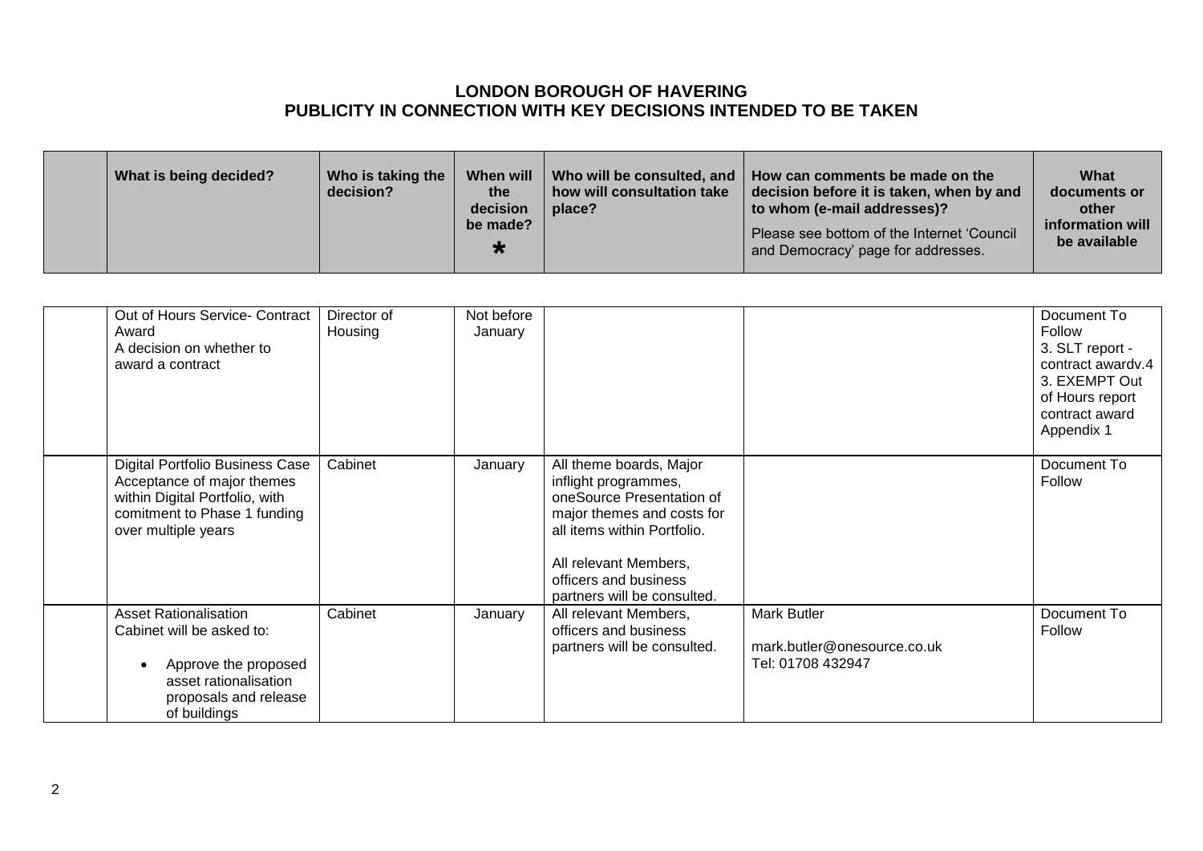# LONDON BOROUGH OF HAVERING
## PUBLICITY IN CONNECTION WITH KEY DECISIONS INTENDED TO BE TAKEN

| | What is being decided? | Who is taking the decision? | When will the decision be made? * | Who will be consulted, and how will consultation take place? | How can comments be made on the decision before it is taken, when by and to whom (e-mail addresses)? Please see bottom of the Internet 'Council and Democracy' page for addresses. | What documents or other information will be available |
|---|---|---|---|---|---|---|
| | Out of Hours Service- Contract Award<br>A decision on whether to award a contract | Director of Housing | Not before January | | | Document To Follow<br>3. SLT report - contract awardv.4<br>3. EXEMPT Out of Hours report contract award Appendix 1 |
| | Digital Portfolio Business Case<br>Acceptance of major themes within Digital Portfolio, with comitment to Phase 1 funding over multiple years | Cabinet | January | All theme boards, Major inflight programmes, oneSource Presentation of major themes and costs for all items within Portfolio.<br><br>All relevant Members, officers and business partners will be consulted. | | Document To Follow |
| | Asset Rationalisation<br>Cabinet will be asked to:<br>• Approve the proposed asset rationalisation proposals and release of buildings | Cabinet | January | All relevant Members, officers and business partners will be consulted. | Mark Butler<br>mark.butler@onesource.co.uk<br>Tel: 01708 432947 | Document To Follow |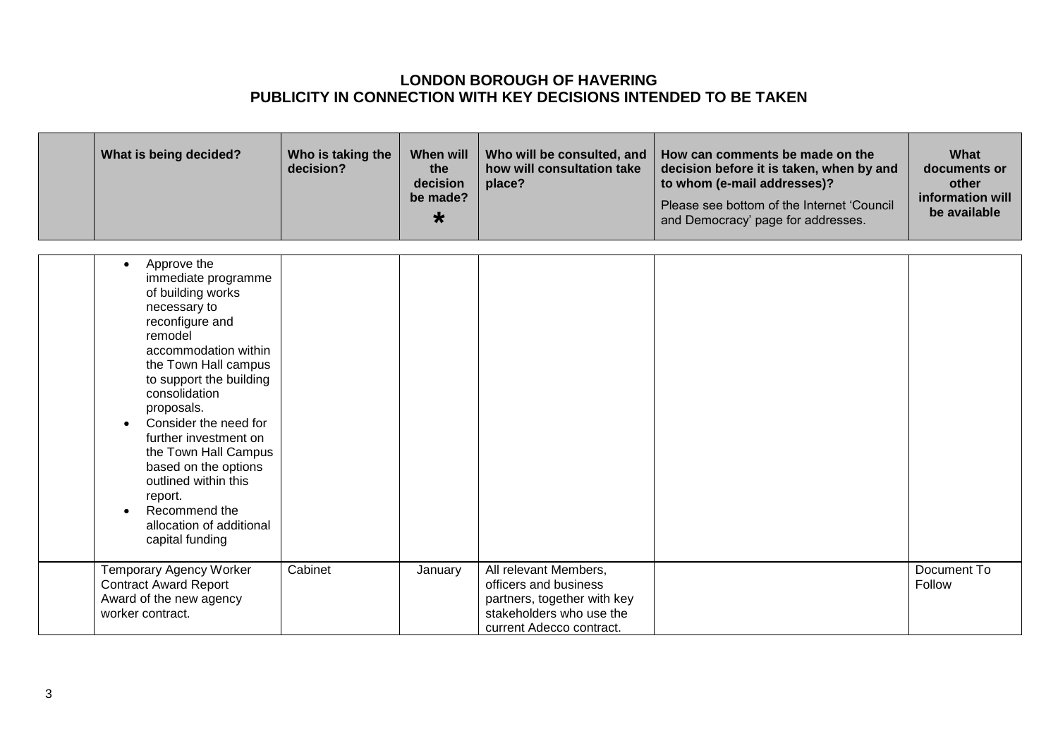**LONDON BOROUGH OF HAVERING**
**PUBLICITY IN CONNECTION WITH KEY DECISIONS INTENDED TO BE TAKEN**

| | What is being decided? | Who is taking the decision? | When will the decision be made? * | Who will be consulted, and how will consultation take place? | How can comments be made on the decision before it is taken, when by and to whom (e-mail addresses)? Please see bottom of the Internet 'Council and Democracy' page for addresses. | What documents or other information will be available |
|---|---|---|---|---|---|---|
| | • Approve the immediate programme of building works necessary to reconfigure and remodel accommodation within the Town Hall campus to support the building consolidation proposals.<br>• Consider the need for further investment on the Town Hall Campus based on the options outlined within this report.<br>• Recommend the allocation of additional capital funding | | | | | |
| | Temporary Agency Worker Contract Award Report Award of the new agency worker contract. | Cabinet | January | All relevant Members, officers and business partners, together with key stakeholders who use the current Adecco contract. | | Document To Follow |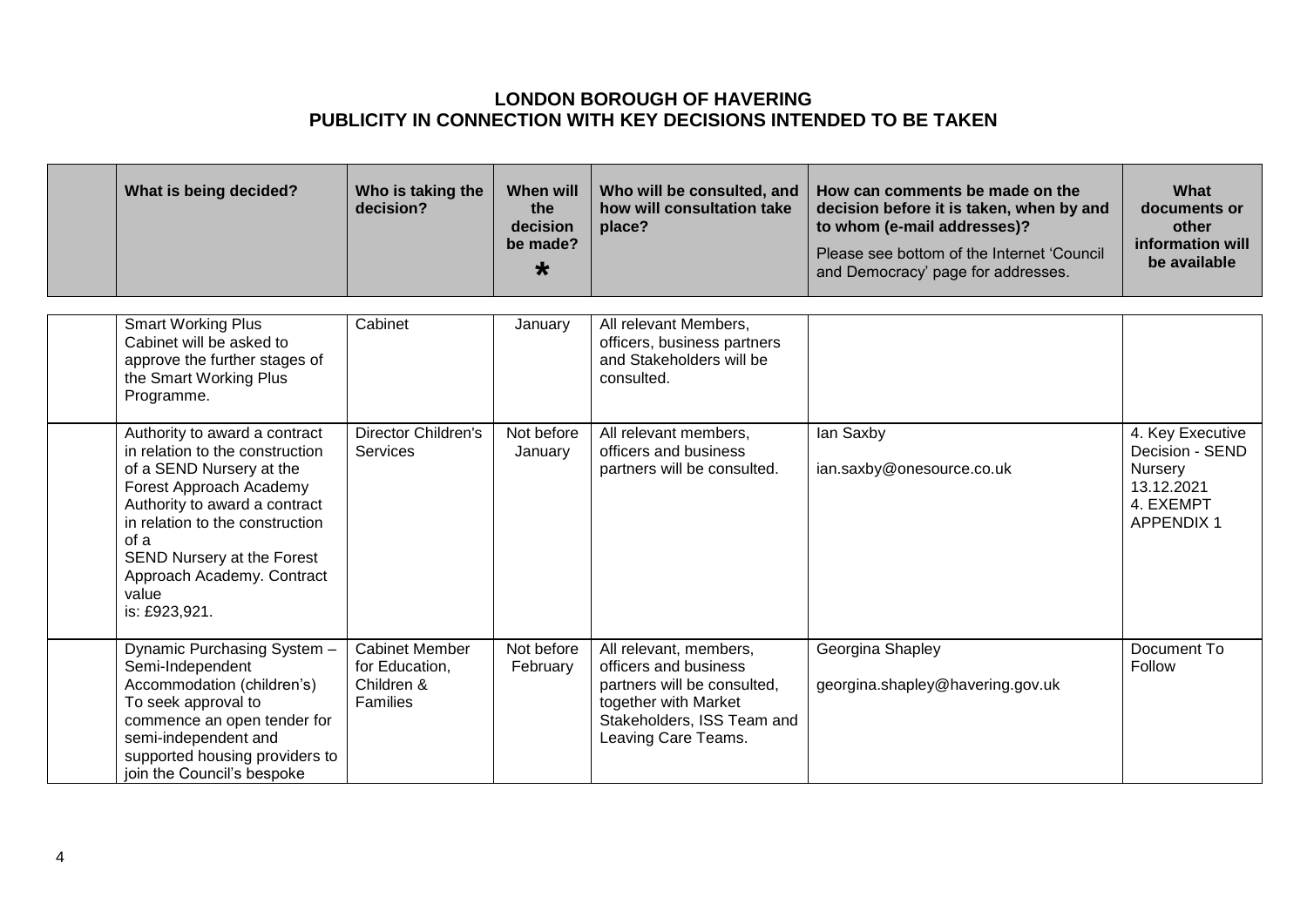**LONDON BOROUGH OF HAVERING**
**PUBLICITY IN CONNECTION WITH KEY DECISIONS INTENDED TO BE TAKEN**

| | What is being decided? | Who is taking the decision? | When will the decision be made? * | Who will be consulted, and how will consultation take place? | How can comments be made on the decision before it is taken, when by and to whom (e-mail addresses)? Please see bottom of the Internet 'Council and Democracy' page for addresses. | What documents or other information will be available |
|---|---|---|---|---|---|---|
| | Smart Working Plus Cabinet will be asked to approve the further stages of the Smart Working Plus Programme. | Cabinet | January | All relevant Members, officers, business partners and Stakeholders will be consulted. | | |
| | Authority to award a contract in relation to the construction of a SEND Nursery at the Forest Approach Academy Authority to award a contract in relation to the construction of a SEND Nursery at the Forest Approach Academy. Contract value is: £923,921. | Director Children's Services | Not before January | All relevant members, officers and business partners will be consulted. | Ian Saxby ian.saxby@onesource.co.uk | 4. Key Executive Decision - SEND Nursery 13.12.2021 4. EXEMPT APPENDIX 1 |
| | Dynamic Purchasing System – Semi-Independent Accommodation (children's) To seek approval to commence an open tender for semi-independent and supported housing providers to join the Council's bespoke | Cabinet Member for Education, Children & Families | Not before February | All relevant, members, officers and business partners will be consulted, together with Market Stakeholders, ISS Team and Leaving Care Teams. | Georgina Shapley georgina.shapley@havering.gov.uk | Document To Follow |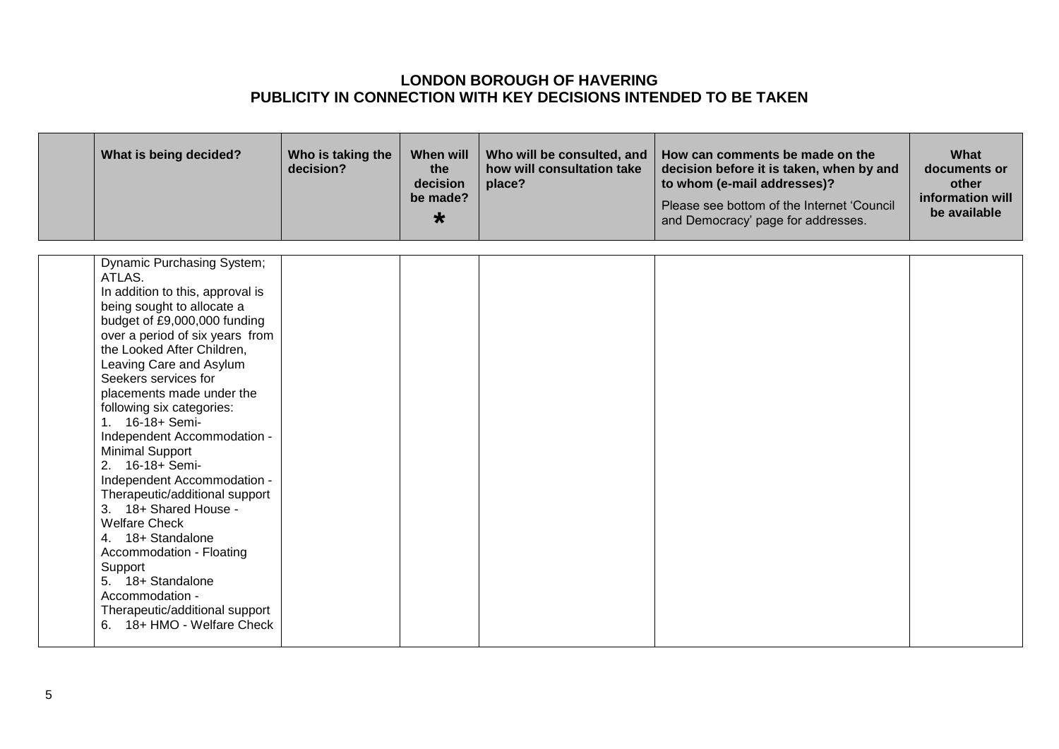**LONDON BOROUGH OF HAVERING**
**PUBLICITY IN CONNECTION WITH KEY DECISIONS INTENDED TO BE TAKEN**

| | What is being decided? | Who is taking the decision? | When will the decision be made? * | Who will be consulted, and how will consultation take place? | How can comments be made on the decision before it is taken, when by and to whom (e-mail addresses)? Please see bottom of the Internet 'Council and Democracy' page for addresses. | What documents or other information will be available |
|---|---|---|---|---|---|---|
| | Dynamic Purchasing System; ATLAS.<br>In addition to this, approval is being sought to allocate a budget of £9,000,000 funding over a period of six years from the Looked After Children, Leaving Care and Asylum Seekers services for placements made under the following six categories:<br>1. 16-18+ Semi-Independent Accommodation - Minimal Support<br>2. 16-18+ Semi-Independent Accommodation - Therapeutic/additional support<br>3. 18+ Shared House - Welfare Check<br>4. 18+ Standalone Accommodation - Floating Support<br>5. 18+ Standalone Accommodation - Therapeutic/additional support<br>6. 18+ HMO - Welfare Check | | | | | |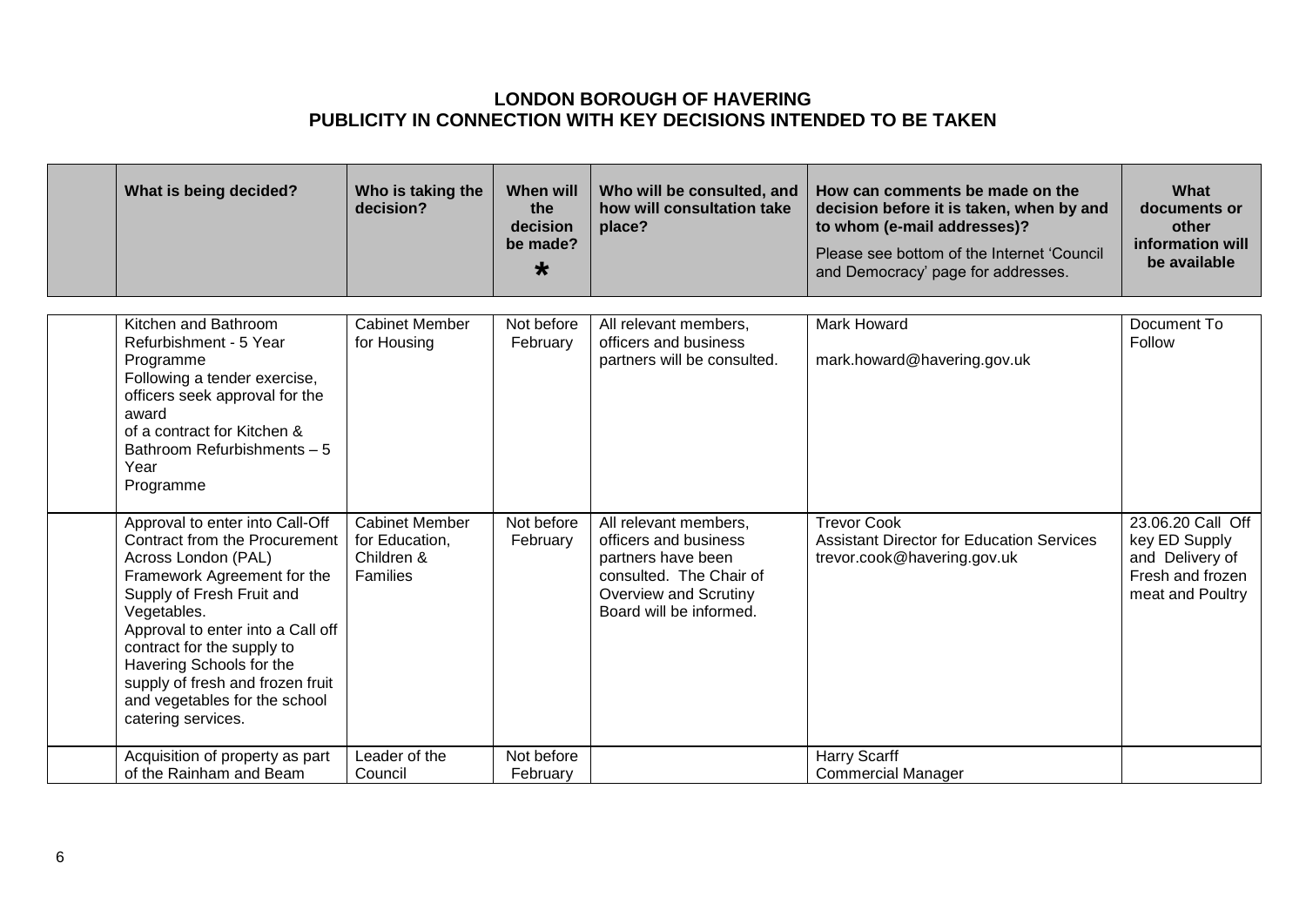# LONDON BOROUGH OF HAVERING
## PUBLICITY IN CONNECTION WITH KEY DECISIONS INTENDED TO BE TAKEN

| | What is being decided? | Who is taking the decision? | When will the decision be made? * | Who will be consulted, and how will consultation take place? | How can comments be made on the decision before it is taken, when by and to whom (e-mail addresses)? Please see bottom of the Internet 'Council and Democracy' page for addresses. | What documents or other information will be available |
|---|---|---|---|---|---|---|
| | Kitchen and Bathroom Refurbishment - 5 Year Programme<br>Following a tender exercise, officers seek approval for the award of a contract for Kitchen & Bathroom Refurbishments – 5 Year Programme | Cabinet Member for Housing | Not before February | All relevant members, officers and business partners will be consulted. | Mark Howard<br>mark.howard@havering.gov.uk | Document To Follow |
| | Approval to enter into Call-Off Contract from the Procurement Across London (PAL) Framework Agreement for the Supply of Fresh Fruit and Vegetables.<br>Approval to enter into a Call off contract for the supply to Havering Schools for the supply of fresh and frozen fruit and vegetables for the school catering services. | Cabinet Member for Education, Children & Families | Not before February | All relevant members, officers and business partners have been consulted. The Chair of Overview and Scrutiny Board will be informed. | Trevor Cook<br>Assistant Director for Education Services<br>trevor.cook@havering.gov.uk | 23.06.20 Call Off key ED Supply and Delivery of Fresh and frozen meat and Poultry |
| | Acquisition of property as part of the Rainham and Beam | Leader of the Council | Not before February | | Harry Scarff<br>Commercial Manager | |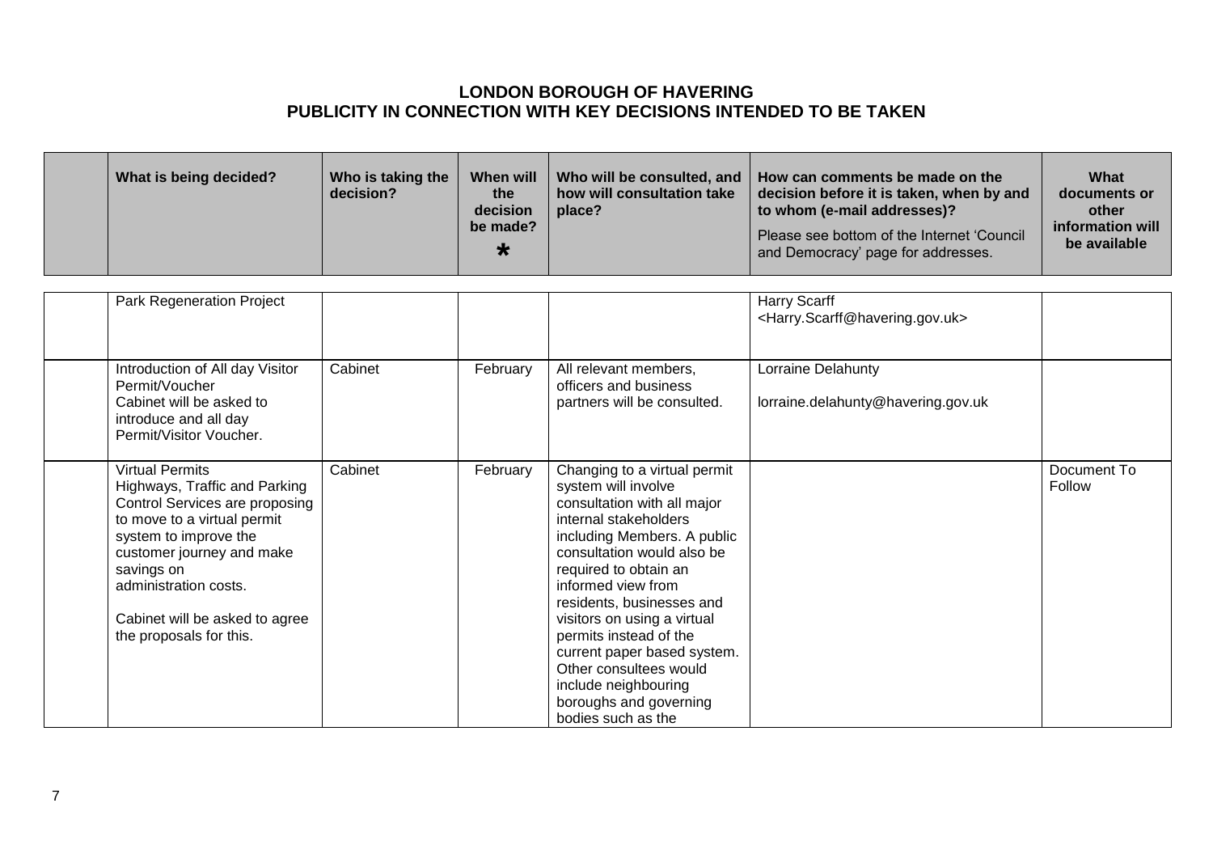# LONDON BOROUGH OF HAVERING
## PUBLICITY IN CONNECTION WITH KEY DECISIONS INTENDED TO BE TAKEN

| | What is being decided? | Who is taking the decision? | When will the decision be made? * | Who will be consulted, and how will consultation take place? | How can comments be made on the decision before it is taken, when by and to whom (e-mail addresses)? Please see bottom of the Internet 'Council and Democracy' page for addresses. | What documents or other information will be available |
|---|---|---|---|---|---|---|
| | Park Regeneration Project | | | | Harry Scarff <Harry.Scarff@havering.gov.uk> | |
| | Introduction of All day Visitor Permit/Voucher<br>Cabinet will be asked to introduce and all day Permit/Visitor Voucher. | Cabinet | February | All relevant members, officers and business partners will be consulted. | Lorraine Delahunty<br><br>lorraine.delahunty@havering.gov.uk | |
| | Virtual Permits<br>Highways, Traffic and Parking Control Services are proposing to move to a virtual permit system to improve the customer journey and make savings on administration costs.<br><br>Cabinet will be asked to agree the proposals for this. | Cabinet | February | Changing to a virtual permit system will involve consultation with all major internal stakeholders including Members. A public consultation would also be required to obtain an informed view from residents, businesses and visitors on using a virtual permits instead of the current paper based system. Other consultees would include neighbouring boroughs and governing bodies such as the | | Document To Follow |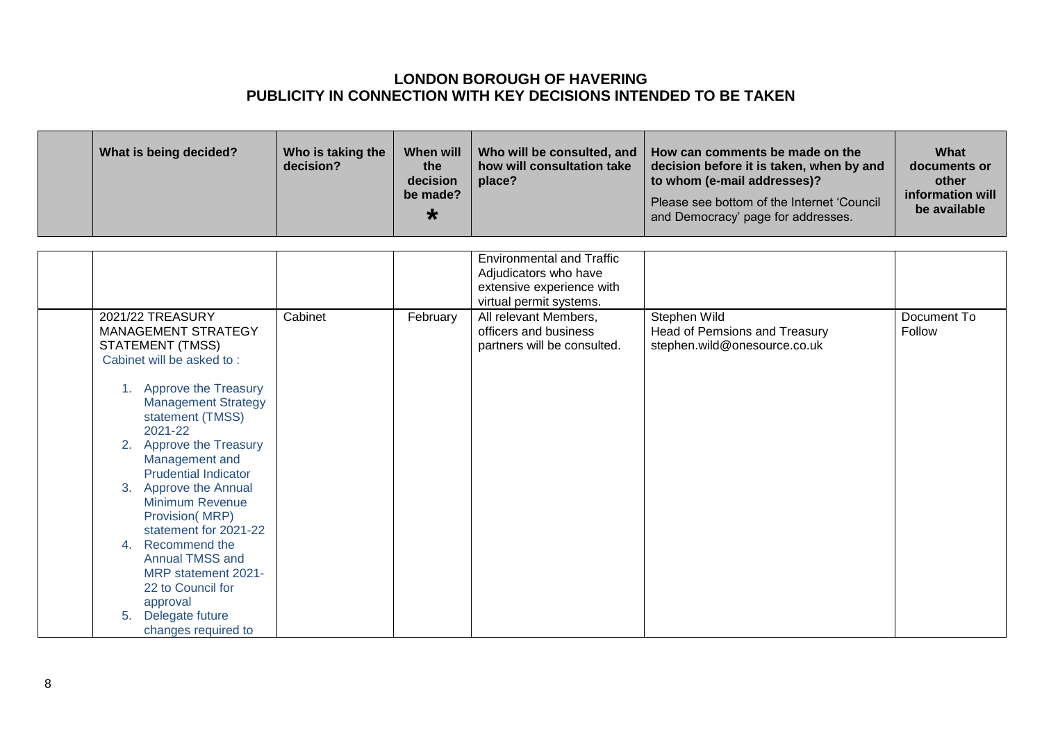# LONDON BOROUGH OF HAVERING
## PUBLICITY IN CONNECTION WITH KEY DECISIONS INTENDED TO BE TAKEN

| | What is being decided? | Who is taking the decision? | When will the decision be made? * | Who will be consulted, and how will consultation take place? | How can comments be made on the decision before it is taken, when by and to whom (e-mail addresses)? Please see bottom of the Internet 'Council and Democracy' page for addresses. | What documents or other information will be available |
|---|---|---|---|---|---|---|
| | | | | Environmental and Traffic Adjudicators who have extensive experience with virtual permit systems. | | |
| | 2021/22 TREASURY MANAGEMENT STRATEGY STATEMENT (TMSS)<br>Cabinet will be asked to :<br>1. Approve the Treasury Management Strategy statement (TMSS) 2021-22<br>2. Approve the Treasury Management and Prudential Indicator<br>3. Approve the Annual Minimum Revenue Provision( MRP) statement for 2021-22<br>4. Recommend the Annual TMSS and MRP statement 2021-22 to Council for approval<br>5. Delegate future changes required to | Cabinet | February | All relevant Members, officers and business partners will be consulted. | Stephen Wild<br>Head of Pemsions and Treasury<br>stephen.wild@onesource.co.uk | Document To Follow |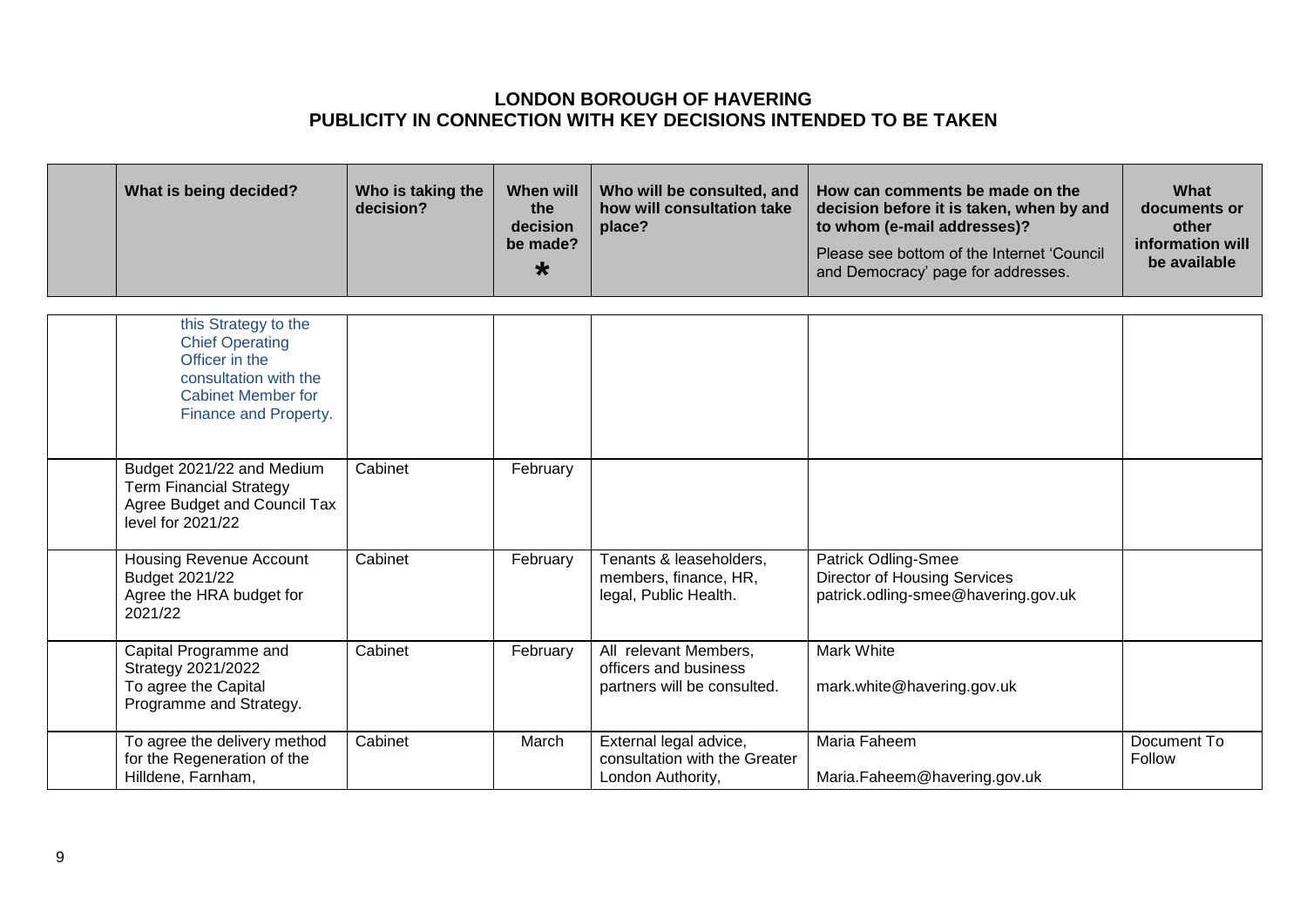# LONDON BOROUGH OF HAVERING
## PUBLICITY IN CONNECTION WITH KEY DECISIONS INTENDED TO BE TAKEN

| | What is being decided? | Who is taking the decision? | When will the decision be made? * | Who will be consulted, and how will consultation take place? | How can comments be made on the decision before it is taken, when by and to whom (e-mail addresses)? Please see bottom of the Internet 'Council and Democracy' page for addresses. | What documents or other information will be available |
|---|---|---|---|---|---|---|
| | this Strategy to the Chief Operating Officer in the consultation with the Cabinet Member for Finance and Property. | | | | | |
| | Budget 2021/22 and Medium Term Financial Strategy Agree Budget and Council Tax level for 2021/22 | Cabinet | February | | | |
| | Housing Revenue Account Budget 2021/22 Agree the HRA budget for 2021/22 | Cabinet | February | Tenants & leaseholders, members, finance, HR, legal, Public Health. | Patrick Odling-Smee Director of Housing Services patrick.odling-smee@havering.gov.uk | |
| | Capital Programme and Strategy 2021/2022 To agree the Capital Programme and Strategy. | Cabinet | February | All relevant Members, officers and business partners will be consulted. | Mark White mark.white@havering.gov.uk | |
| | To agree the delivery method for the Regeneration of the Hilldene, Farnham, | Cabinet | March | External legal advice, consultation with the Greater London Authority, | Maria Faheem Maria.Faheem@havering.gov.uk | Document To Follow |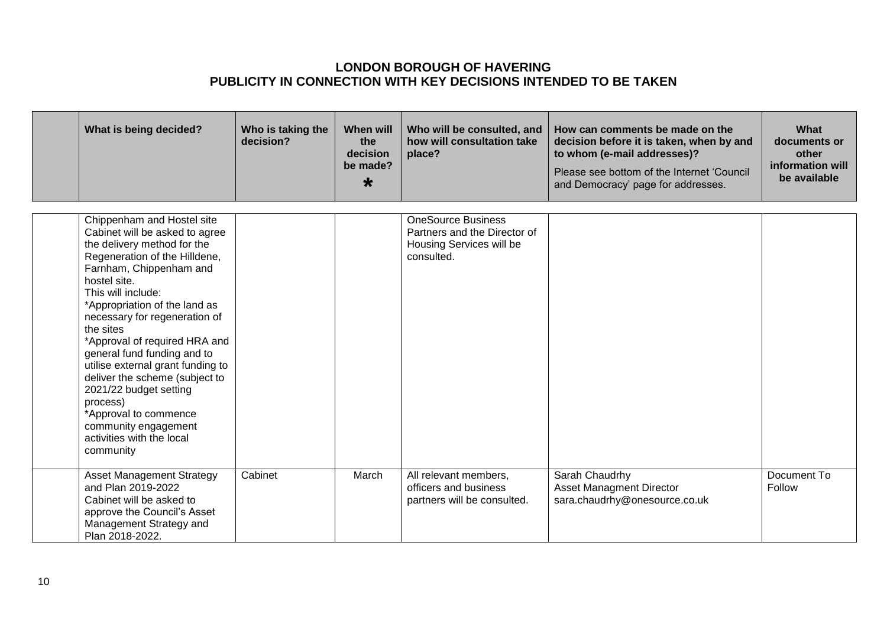# LONDON BOROUGH OF HAVERING
## PUBLICITY IN CONNECTION WITH KEY DECISIONS INTENDED TO BE TAKEN

| | What is being decided? | Who is taking the decision? | When will the decision be made? * | Who will be consulted, and how will consultation take place? | How can comments be made on the decision before it is taken, when by and to whom (e-mail addresses)? Please see bottom of the Internet 'Council and Democracy' page for addresses. | What documents or other information will be available |
|---|---|---|---|---|---|---|
| | Chippenham and Hostel site<br>Cabinet will be asked to agree the delivery method for the Regeneration of the Hilldene, Farnham, Chippenham and hostel site.<br>This will include:<br>*Appropriation of the land as necessary for regeneration of the sites<br>*Approval of required HRA and general fund funding and to utilise external grant funding to deliver the scheme (subject to 2021/22 budget setting process)<br>*Approval to commence community engagement activities with the local community | | | OneSource Business Partners and the Director of Housing Services will be consulted. | | |
| | Asset Management Strategy and Plan 2019-2022<br>Cabinet will be asked to approve the Council's Asset Management Strategy and Plan 2018-2022. | Cabinet | March | All relevant members, officers and business partners will be consulted. | Sarah Chaudrhy<br>Asset Managment Director<br>sara.chaudrhy@onesource.co.uk | Document To Follow |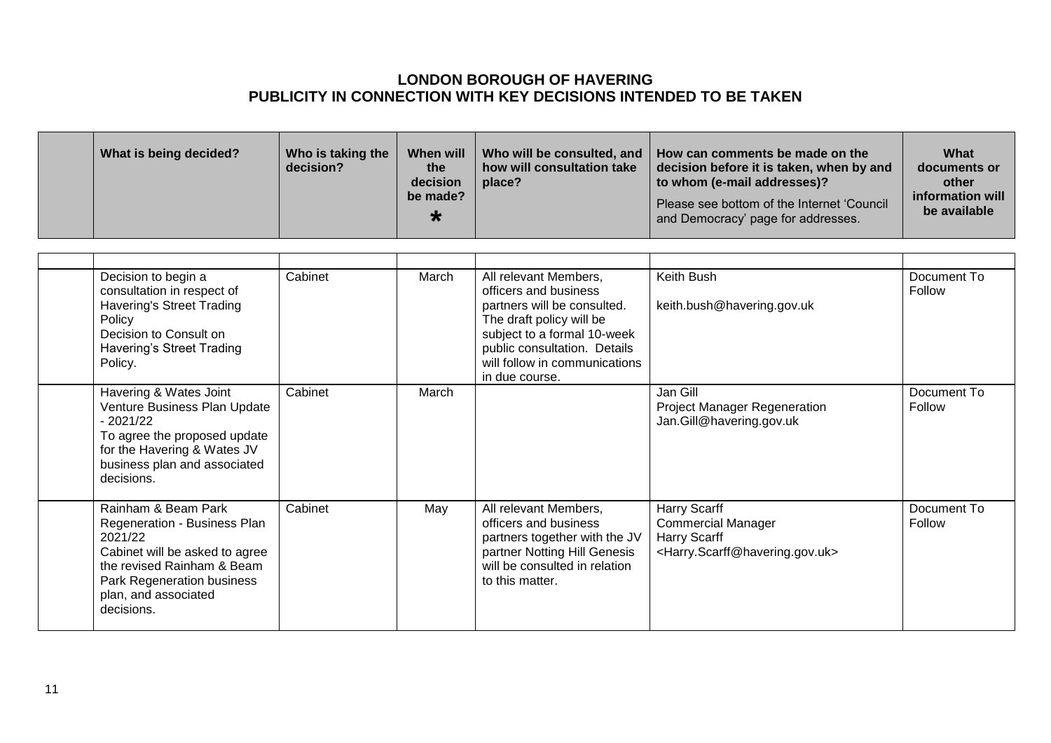**LONDON BOROUGH OF HAVERING**
**PUBLICITY IN CONNECTION WITH KEY DECISIONS INTENDED TO BE TAKEN**

| | What is being decided? | Who is taking the decision? | When will the decision be made? * | Who will be consulted, and how will consultation take place? | How can comments be made on the decision before it is taken, when by and to whom (e-mail addresses)? Please see bottom of the Internet 'Council and Democracy' page for addresses. | What documents or other information will be available |
|---|---|---|---|---|---|---|
| | | | | | | |
| | Decision to begin a consultation in respect of Havering's Street Trading Policy<br>Decision to Consult on Havering's Street Trading Policy. | Cabinet | March | All relevant Members, officers and business partners will be consulted. The draft policy will be subject to a formal 10-week public consultation. Details will follow in communications in due course. | Keith Bush<br><br>keith.bush@havering.gov.uk | Document To Follow |
| | Havering & Wates Joint Venture Business Plan Update - 2021/22<br>To agree the proposed update for the Havering & Wates JV business plan and associated decisions. | Cabinet | March | | Jan Gill<br>Project Manager Regeneration<br>Jan.Gill@havering.gov.uk | Document To Follow |
| | Rainham & Beam Park Regeneration - Business Plan 2021/22<br>Cabinet will be asked to agree the revised Rainham & Beam Park Regeneration business plan, and associated decisions. | Cabinet | May | All relevant Members, officers and business partners together with the JV partner Notting Hill Genesis will be consulted in relation to this matter. | Harry Scarff<br>Commercial Manager<br>Harry Scarff<br><Harry.Scarff@havering.gov.uk> | Document To Follow |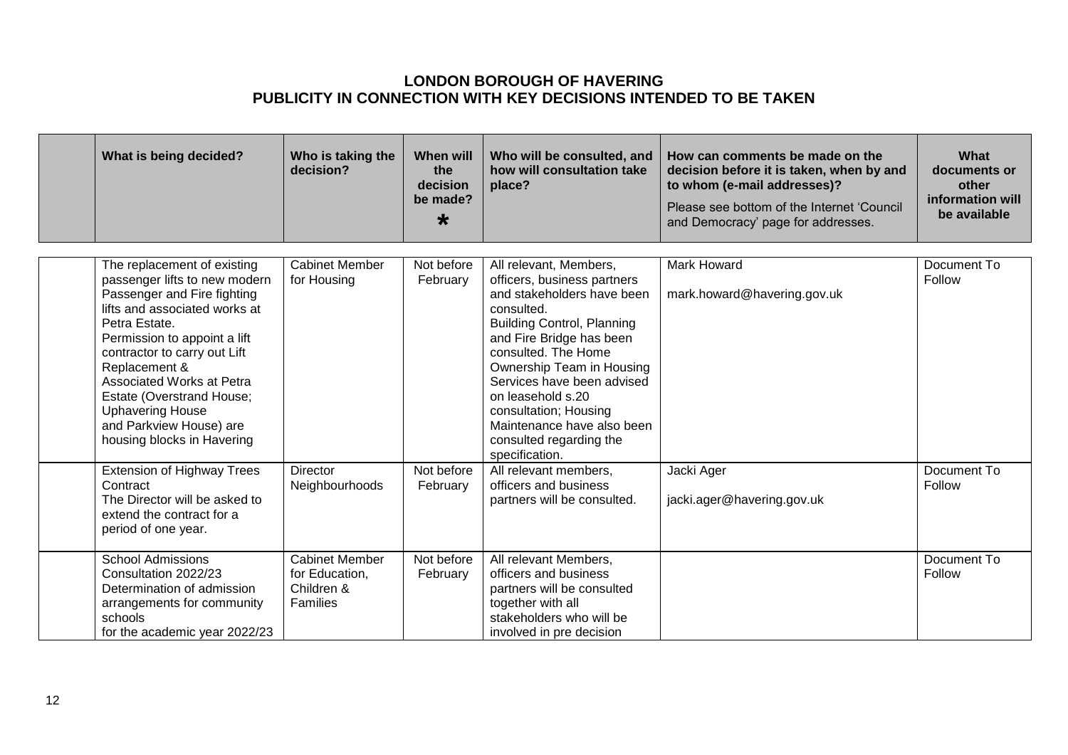# LONDON BOROUGH OF HAVERING
## PUBLICITY IN CONNECTION WITH KEY DECISIONS INTENDED TO BE TAKEN

| | What is being decided? | Who is taking the decision? | When will the decision be made? * | Who will be consulted, and how will consultation take place? | How can comments be made on the decision before it is taken, when by and to whom (e-mail addresses)? Please see bottom of the Internet 'Council and Democracy' page for addresses. | What documents or other information will be available |
|---|---|---|---|---|---|---|
| | The replacement of existing passenger lifts to new modern Passenger and Fire fighting lifts and associated works at Petra Estate. Permission to appoint a lift contractor to carry out Lift Replacement & Associated Works at Petra Estate (Overstrand House; Uphavering House and Parkview House) are housing blocks in Havering | Cabinet Member for Housing | Not before February | All relevant, Members, officers, business partners and stakeholders have been consulted. Building Control, Planning and Fire Bridge has been consulted. The Home Ownership Team in Housing Services have been advised on leasehold s.20 consultation; Housing Maintenance have also been consulted regarding the specification. | Mark Howard mark.howard@havering.gov.uk | Document To Follow |
| | Extension of Highway Trees Contract The Director will be asked to extend the contract for a period of one year. | Director Neighbourhoods | Not before February | All relevant members, officers and business partners will be consulted. | Jacki Ager jacki.ager@havering.gov.uk | Document To Follow |
| | School Admissions Consultation 2022/23 Determination of admission arrangements for community schools for the academic year 2022/23 | Cabinet Member for Education, Children & Families | Not before February | All relevant Members, officers and business partners will be consulted together with all stakeholders who will be involved in pre decision | | Document To Follow |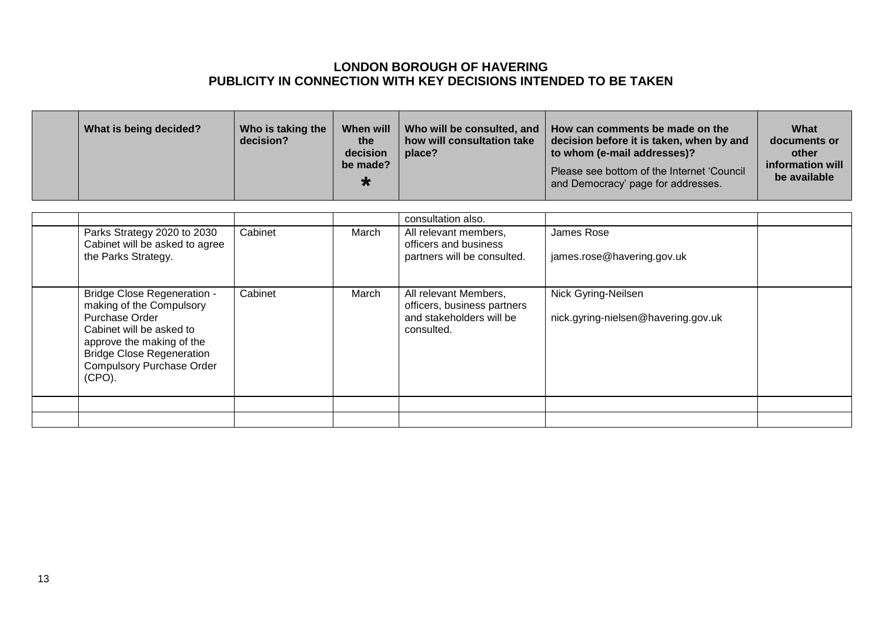# LONDON BOROUGH OF HAVERING
## PUBLICITY IN CONNECTION WITH KEY DECISIONS INTENDED TO BE TAKEN

| | What is being decided? | Who is taking the decision? | When will the decision be made? * | Who will be consulted, and how will consultation take place? | How can comments be made on the decision before it is taken, when by and to whom (e-mail addresses)? Please see bottom of the Internet 'Council and Democracy' page for addresses. | What documents or other information will be available |
|---|---|---|---|---|---|---|
| | | | | consultation also. | | |
| | Parks Strategy 2020 to 2030 Cabinet will be asked to agree the Parks Strategy. | Cabinet | March | All relevant members, officers and business partners will be consulted. | James Rose james.rose@havering.gov.uk | |
| | Bridge Close Regeneration - making of the Compulsory Purchase Order Cabinet will be asked to approve the making of the Bridge Close Regeneration Compulsory Purchase Order (CPO). | Cabinet | March | All relevant Members, officers, business partners and stakeholders will be consulted. | Nick Gyring-Neilsen nick.gyring-nielsen@havering.gov.uk | |
| | | | | | | |
| | | | | | | |